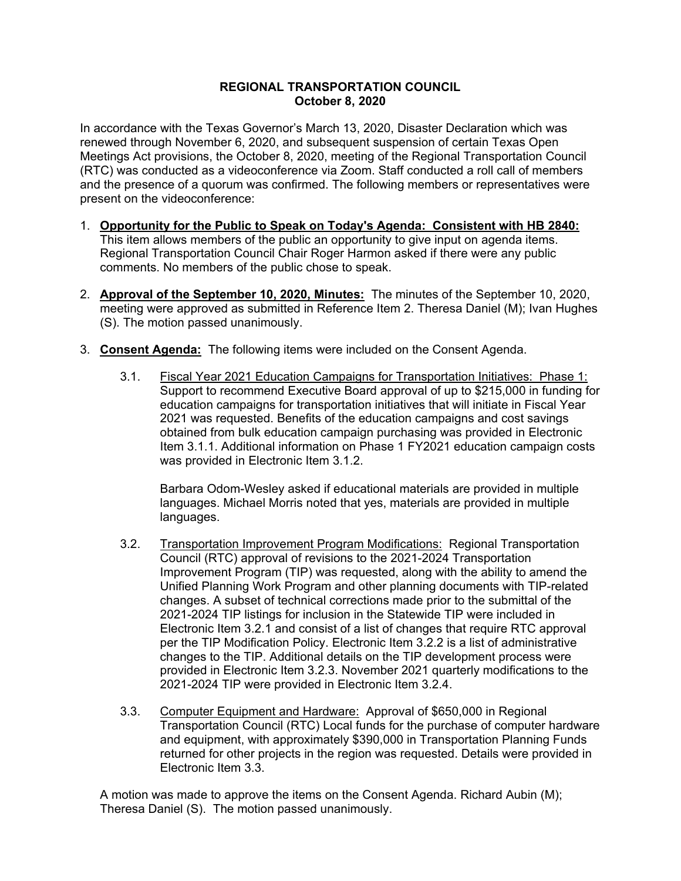**REGIONAL TRANSPORTATION COUNCIL**
**October 8, 2020**

In accordance with the Texas Governor's March 13, 2020, Disaster Declaration which was renewed through November 6, 2020, and subsequent suspension of certain Texas Open Meetings Act provisions, the October 8, 2020, meeting of the Regional Transportation Council (RTC) was conducted as a videoconference via Zoom. Staff conducted a roll call of members and the presence of a quorum was confirmed. The following members or representatives were present on the videoconference:

1. **Opportunity for the Public to Speak on Today's Agenda: Consistent with HB 2840:** This item allows members of the public an opportunity to give input on agenda items. Regional Transportation Council Chair Roger Harmon asked if there were any public comments. No members of the public chose to speak.

2. **Approval of the September 10, 2020, Minutes:** The minutes of the September 10, 2020, meeting were approved as submitted in Reference Item 2. Theresa Daniel (M); Ivan Hughes (S). The motion passed unanimously.

3. **Consent Agenda:** The following items were included on the Consent Agenda.

   3.1. Fiscal Year 2021 Education Campaigns for Transportation Initiatives: Phase 1: Support to recommend Executive Board approval of up to $215,000 in funding for education campaigns for transportation initiatives that will initiate in Fiscal Year 2021 was requested. Benefits of the education campaigns and cost savings obtained from bulk education campaign purchasing was provided in Electronic Item 3.1.1. Additional information on Phase 1 FY2021 education campaign costs was provided in Electronic Item 3.1.2.

   Barbara Odom-Wesley asked if educational materials are provided in multiple languages. Michael Morris noted that yes, materials are provided in multiple languages.

   3.2. Transportation Improvement Program Modifications: Regional Transportation Council (RTC) approval of revisions to the 2021-2024 Transportation Improvement Program (TIP) was requested, along with the ability to amend the Unified Planning Work Program and other planning documents with TIP-related changes. A subset of technical corrections made prior to the submittal of the 2021-2024 TIP listings for inclusion in the Statewide TIP were included in Electronic Item 3.2.1 and consist of a list of changes that require RTC approval per the TIP Modification Policy. Electronic Item 3.2.2 is a list of administrative changes to the TIP. Additional details on the TIP development process were provided in Electronic Item 3.2.3. November 2021 quarterly modifications to the 2021-2024 TIP were provided in Electronic Item 3.2.4.

   3.3. Computer Equipment and Hardware: Approval of $650,000 in Regional Transportation Council (RTC) Local funds for the purchase of computer hardware and equipment, with approximately $390,000 in Transportation Planning Funds returned for other projects in the region was requested. Details were provided in Electronic Item 3.3.

   A motion was made to approve the items on the Consent Agenda. Richard Aubin (M); Theresa Daniel (S). The motion passed unanimously.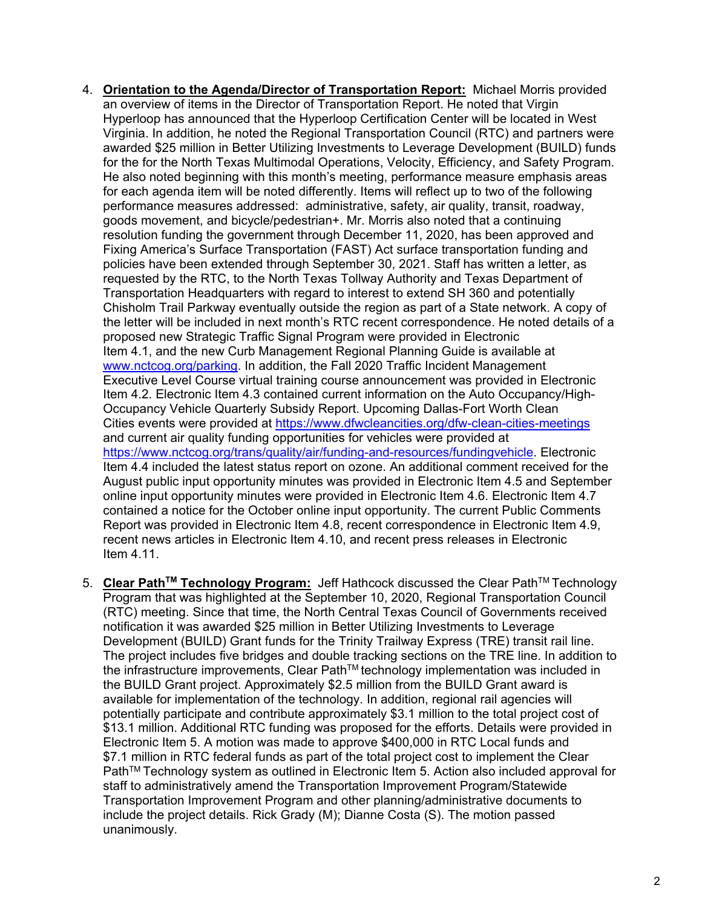4. **Orientation to the Agenda/Director of Transportation Report:** Michael Morris provided an overview of items in the Director of Transportation Report. He noted that Virgin Hyperloop has announced that the Hyperloop Certification Center will be located in West Virginia. In addition, he noted the Regional Transportation Council (RTC) and partners were awarded $25 million in Better Utilizing Investments to Leverage Development (BUILD) funds for the for the North Texas Multimodal Operations, Velocity, Efficiency, and Safety Program. He also noted beginning with this month's meeting, performance measure emphasis areas for each agenda item will be noted differently. Items will reflect up to two of the following performance measures addressed: administrative, safety, air quality, transit, roadway, goods movement, and bicycle/pedestrian+. Mr. Morris also noted that a continuing resolution funding the government through December 11, 2020, has been approved and Fixing America's Surface Transportation (FAST) Act surface transportation funding and policies have been extended through September 30, 2021. Staff has written a letter, as requested by the RTC, to the North Texas Tollway Authority and Texas Department of Transportation Headquarters with regard to interest to extend SH 360 and potentially Chisholm Trail Parkway eventually outside the region as part of a State network. A copy of the letter will be included in next month's RTC recent correspondence. He noted details of a proposed new Strategic Traffic Signal Program were provided in Electronic Item 4.1, and the new Curb Management Regional Planning Guide is available at [www.nctcog.org/parking](www.nctcog.org/parking). In addition, the Fall 2020 Traffic Incident Management Executive Level Course virtual training course announcement was provided in Electronic Item 4.2. Electronic Item 4.3 contained current information on the Auto Occupancy/High-Occupancy Vehicle Quarterly Subsidy Report. Upcoming Dallas-Fort Worth Clean Cities events were provided at [https://www.dfwcleancities.org/dfw-clean-cities-meetings](https://www.dfwcleancities.org/dfw-clean-cities-meetings) and current air quality funding opportunities for vehicles were provided at [https://www.nctcog.org/trans/quality/air/funding-and-resources/fundingvehicle](https://www.nctcog.org/trans/quality/air/funding-and-resources/fundingvehicle). Electronic Item 4.4 included the latest status report on ozone. An additional comment received for the August public input opportunity minutes was provided in Electronic Item 4.5 and September online input opportunity minutes were provided in Electronic Item 4.6. Electronic Item 4.7 contained a notice for the October online input opportunity. The current Public Comments Report was provided in Electronic Item 4.8, recent correspondence in Electronic Item 4.9, recent news articles in Electronic Item 4.10, and recent press releases in Electronic Item 4.11.

5. **Clear Path™ Technology Program:** Jeff Hathcock discussed the Clear Path™ Technology Program that was highlighted at the September 10, 2020, Regional Transportation Council (RTC) meeting. Since that time, the North Central Texas Council of Governments received notification it was awarded $25 million in Better Utilizing Investments to Leverage Development (BUILD) Grant funds for the Trinity Trailway Express (TRE) transit rail line. The project includes five bridges and double tracking sections on the TRE line. In addition to the infrastructure improvements, Clear Path™ technology implementation was included in the BUILD Grant project. Approximately $2.5 million from the BUILD Grant award is available for implementation of the technology. In addition, regional rail agencies will potentially participate and contribute approximately $3.1 million to the total project cost of $13.1 million. Additional RTC funding was proposed for the efforts. Details were provided in Electronic Item 5. A motion was made to approve $400,000 in RTC Local funds and $7.1 million in RTC federal funds as part of the total project cost to implement the Clear Path™ Technology system as outlined in Electronic Item 5. Action also included approval for staff to administratively amend the Transportation Improvement Program/Statewide Transportation Improvement Program and other planning/administrative documents to include the project details. Rick Grady (M); Dianne Costa (S). The motion passed unanimously.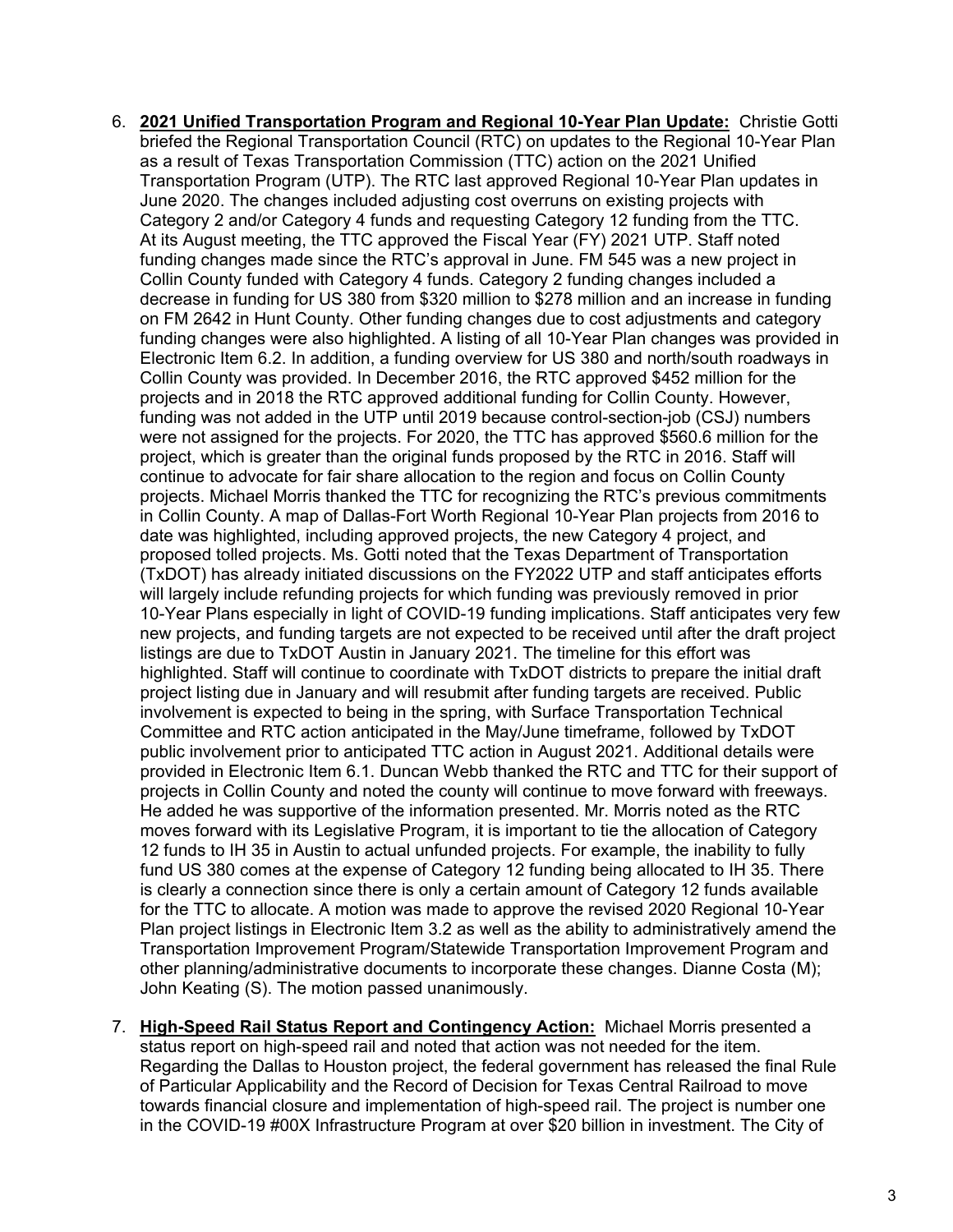6. **2021 Unified Transportation Program and Regional 10-Year Plan Update:** Christie Gotti briefed the Regional Transportation Council (RTC) on updates to the Regional 10-Year Plan as a result of Texas Transportation Commission (TTC) action on the 2021 Unified Transportation Program (UTP). The RTC last approved Regional 10-Year Plan updates in June 2020. The changes included adjusting cost overruns on existing projects with Category 2 and/or Category 4 funds and requesting Category 12 funding from the TTC. At its August meeting, the TTC approved the Fiscal Year (FY) 2021 UTP. Staff noted funding changes made since the RTC's approval in June. FM 545 was a new project in Collin County funded with Category 4 funds. Category 2 funding changes included a decrease in funding for US 380 from $320 million to $278 million and an increase in funding on FM 2642 in Hunt County. Other funding changes due to cost adjustments and category funding changes were also highlighted. A listing of all 10-Year Plan changes was provided in Electronic Item 6.2. In addition, a funding overview for US 380 and north/south roadways in Collin County was provided. In December 2016, the RTC approved $452 million for the projects and in 2018 the RTC approved additional funding for Collin County. However, funding was not added in the UTP until 2019 because control-section-job (CSJ) numbers were not assigned for the projects. For 2020, the TTC has approved $560.6 million for the project, which is greater than the original funds proposed by the RTC in 2016. Staff will continue to advocate for fair share allocation to the region and focus on Collin County projects. Michael Morris thanked the TTC for recognizing the RTC's previous commitments in Collin County. A map of Dallas-Fort Worth Regional 10-Year Plan projects from 2016 to date was highlighted, including approved projects, the new Category 4 project, and proposed tolled projects. Ms. Gotti noted that the Texas Department of Transportation (TxDOT) has already initiated discussions on the FY2022 UTP and staff anticipates efforts will largely include refunding projects for which funding was previously removed in prior 10-Year Plans especially in light of COVID-19 funding implications. Staff anticipates very few new projects, and funding targets are not expected to be received until after the draft project listings are due to TxDOT Austin in January 2021. The timeline for this effort was highlighted. Staff will continue to coordinate with TxDOT districts to prepare the initial draft project listing due in January and will resubmit after funding targets are received. Public involvement is expected to being in the spring, with Surface Transportation Technical Committee and RTC action anticipated in the May/June timeframe, followed by TxDOT public involvement prior to anticipated TTC action in August 2021. Additional details were provided in Electronic Item 6.1. Duncan Webb thanked the RTC and TTC for their support of projects in Collin County and noted the county will continue to move forward with freeways. He added he was supportive of the information presented. Mr. Morris noted as the RTC moves forward with its Legislative Program, it is important to tie the allocation of Category 12 funds to IH 35 in Austin to actual unfunded projects. For example, the inability to fully fund US 380 comes at the expense of Category 12 funding being allocated to IH 35. There is clearly a connection since there is only a certain amount of Category 12 funds available for the TTC to allocate. A motion was made to approve the revised 2020 Regional 10-Year Plan project listings in Electronic Item 3.2 as well as the ability to administratively amend the Transportation Improvement Program/Statewide Transportation Improvement Program and other planning/administrative documents to incorporate these changes. Dianne Costa (M); John Keating (S). The motion passed unanimously.

7. **High-Speed Rail Status Report and Contingency Action:** Michael Morris presented a status report on high-speed rail and noted that action was not needed for the item. Regarding the Dallas to Houston project, the federal government has released the final Rule of Particular Applicability and the Record of Decision for Texas Central Railroad to move towards financial closure and implementation of high-speed rail. The project is number one in the COVID-19 #00X Infrastructure Program at over $20 billion in investment. The City of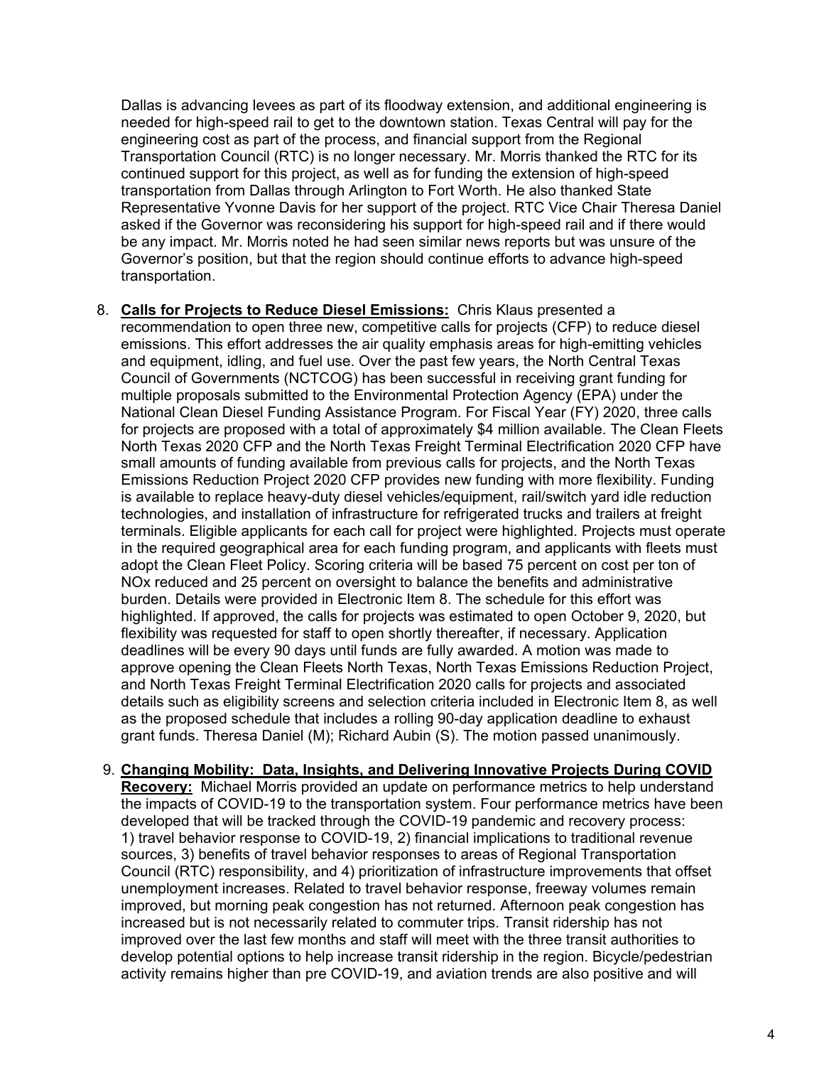Dallas is advancing levees as part of its floodway extension, and additional engineering is needed for high-speed rail to get to the downtown station. Texas Central will pay for the engineering cost as part of the process, and financial support from the Regional Transportation Council (RTC) is no longer necessary. Mr. Morris thanked the RTC for its continued support for this project, as well as for funding the extension of high-speed transportation from Dallas through Arlington to Fort Worth. He also thanked State Representative Yvonne Davis for her support of the project. RTC Vice Chair Theresa Daniel asked if the Governor was reconsidering his support for high-speed rail and if there would be any impact. Mr. Morris noted he had seen similar news reports but was unsure of the Governor's position, but that the region should continue efforts to advance high-speed transportation.

8. **Calls for Projects to Reduce Diesel Emissions:** Chris Klaus presented a recommendation to open three new, competitive calls for projects (CFP) to reduce diesel emissions. This effort addresses the air quality emphasis areas for high-emitting vehicles and equipment, idling, and fuel use. Over the past few years, the North Central Texas Council of Governments (NCTCOG) has been successful in receiving grant funding for multiple proposals submitted to the Environmental Protection Agency (EPA) under the National Clean Diesel Funding Assistance Program. For Fiscal Year (FY) 2020, three calls for projects are proposed with a total of approximately $4 million available. The Clean Fleets North Texas 2020 CFP and the North Texas Freight Terminal Electrification 2020 CFP have small amounts of funding available from previous calls for projects, and the North Texas Emissions Reduction Project 2020 CFP provides new funding with more flexibility. Funding is available to replace heavy-duty diesel vehicles/equipment, rail/switch yard idle reduction technologies, and installation of infrastructure for refrigerated trucks and trailers at freight terminals. Eligible applicants for each call for project were highlighted. Projects must operate in the required geographical area for each funding program, and applicants with fleets must adopt the Clean Fleet Policy. Scoring criteria will be based 75 percent on cost per ton of NOx reduced and 25 percent on oversight to balance the benefits and administrative burden. Details were provided in Electronic Item 8. The schedule for this effort was highlighted. If approved, the calls for projects was estimated to open October 9, 2020, but flexibility was requested for staff to open shortly thereafter, if necessary. Application deadlines will be every 90 days until funds are fully awarded. A motion was made to approve opening the Clean Fleets North Texas, North Texas Emissions Reduction Project, and North Texas Freight Terminal Electrification 2020 calls for projects and associated details such as eligibility screens and selection criteria included in Electronic Item 8, as well as the proposed schedule that includes a rolling 90-day application deadline to exhaust grant funds. Theresa Daniel (M); Richard Aubin (S). The motion passed unanimously.

9. **Changing Mobility: Data, Insights, and Delivering Innovative Projects During COVID Recovery:** Michael Morris provided an update on performance metrics to help understand the impacts of COVID-19 to the transportation system. Four performance metrics have been developed that will be tracked through the COVID-19 pandemic and recovery process: 1) travel behavior response to COVID-19, 2) financial implications to traditional revenue sources, 3) benefits of travel behavior responses to areas of Regional Transportation Council (RTC) responsibility, and 4) prioritization of infrastructure improvements that offset unemployment increases. Related to travel behavior response, freeway volumes remain improved, but morning peak congestion has not returned. Afternoon peak congestion has increased but is not necessarily related to commuter trips. Transit ridership has not improved over the last few months and staff will meet with the three transit authorities to develop potential options to help increase transit ridership in the region. Bicycle/pedestrian activity remains higher than pre COVID-19, and aviation trends are also positive and will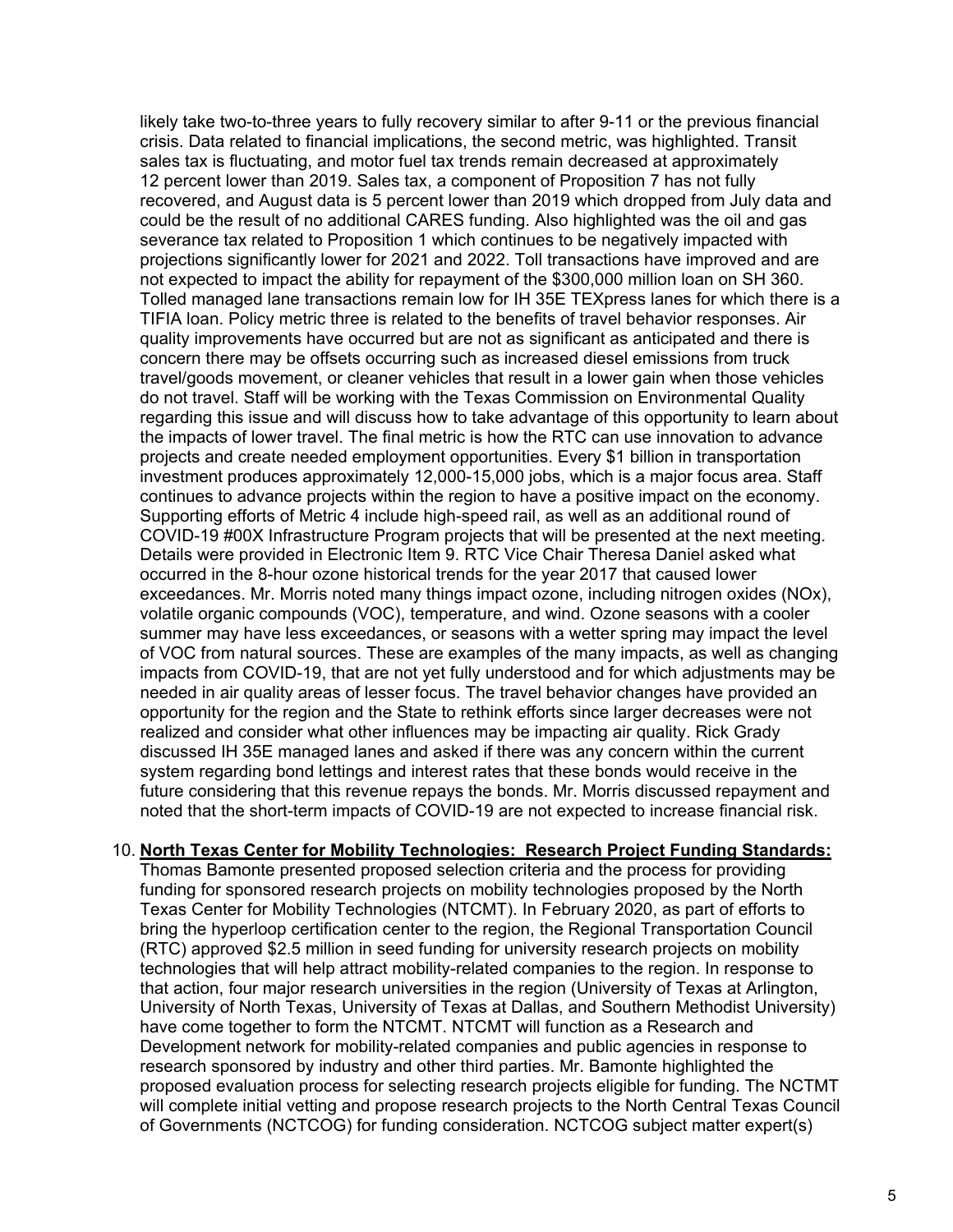likely take two-to-three years to fully recovery similar to after 9-11 or the previous financial crisis. Data related to financial implications, the second metric, was highlighted. Transit sales tax is fluctuating, and motor fuel tax trends remain decreased at approximately 12 percent lower than 2019. Sales tax, a component of Proposition 7 has not fully recovered, and August data is 5 percent lower than 2019 which dropped from July data and could be the result of no additional CARES funding. Also highlighted was the oil and gas severance tax related to Proposition 1 which continues to be negatively impacted with projections significantly lower for 2021 and 2022. Toll transactions have improved and are not expected to impact the ability for repayment of the $300,000 million loan on SH 360. Tolled managed lane transactions remain low for IH 35E TEXpress lanes for which there is a TIFIA loan. Policy metric three is related to the benefits of travel behavior responses. Air quality improvements have occurred but are not as significant as anticipated and there is concern there may be offsets occurring such as increased diesel emissions from truck travel/goods movement, or cleaner vehicles that result in a lower gain when those vehicles do not travel. Staff will be working with the Texas Commission on Environmental Quality regarding this issue and will discuss how to take advantage of this opportunity to learn about the impacts of lower travel. The final metric is how the RTC can use innovation to advance projects and create needed employment opportunities. Every $1 billion in transportation investment produces approximately 12,000-15,000 jobs, which is a major focus area. Staff continues to advance projects within the region to have a positive impact on the economy. Supporting efforts of Metric 4 include high-speed rail, as well as an additional round of COVID-19 #00X Infrastructure Program projects that will be presented at the next meeting. Details were provided in Electronic Item 9. RTC Vice Chair Theresa Daniel asked what occurred in the 8-hour ozone historical trends for the year 2017 that caused lower exceedances. Mr. Morris noted many things impact ozone, including nitrogen oxides (NOx), volatile organic compounds (VOC), temperature, and wind. Ozone seasons with a cooler summer may have less exceedances, or seasons with a wetter spring may impact the level of VOC from natural sources. These are examples of the many impacts, as well as changing impacts from COVID-19, that are not yet fully understood and for which adjustments may be needed in air quality areas of lesser focus. The travel behavior changes have provided an opportunity for the region and the State to rethink efforts since larger decreases were not realized and consider what other influences may be impacting air quality. Rick Grady discussed IH 35E managed lanes and asked if there was any concern within the current system regarding bond lettings and interest rates that these bonds would receive in the future considering that this revenue repays the bonds. Mr. Morris discussed repayment and noted that the short-term impacts of COVID-19 are not expected to increase financial risk.

10. **North Texas Center for Mobility Technologies: Research Project Funding Standards:** Thomas Bamonte presented proposed selection criteria and the process for providing funding for sponsored research projects on mobility technologies proposed by the North Texas Center for Mobility Technologies (NTCMT). In February 2020, as part of efforts to bring the hyperloop certification center to the region, the Regional Transportation Council (RTC) approved $2.5 million in seed funding for university research projects on mobility technologies that will help attract mobility-related companies to the region. In response to that action, four major research universities in the region (University of Texas at Arlington, University of North Texas, University of Texas at Dallas, and Southern Methodist University) have come together to form the NTCMT. NTCMT will function as a Research and Development network for mobility-related companies and public agencies in response to research sponsored by industry and other third parties. Mr. Bamonte highlighted the proposed evaluation process for selecting research projects eligible for funding. The NCTMT will complete initial vetting and propose research projects to the North Central Texas Council of Governments (NCTCOG) for funding consideration. NCTCOG subject matter expert(s)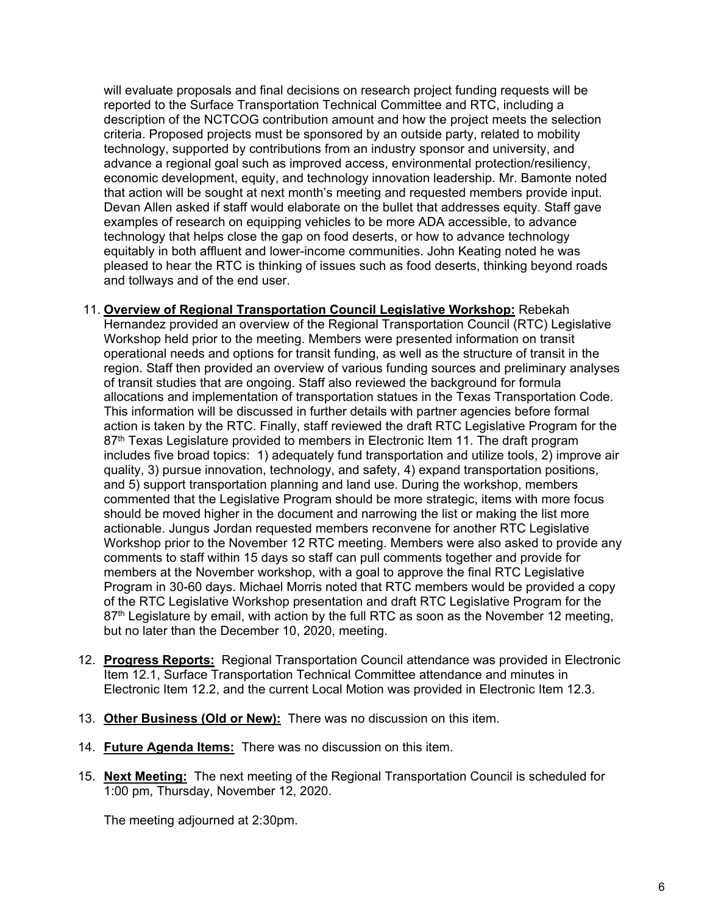will evaluate proposals and final decisions on research project funding requests will be reported to the Surface Transportation Technical Committee and RTC, including a description of the NCTCOG contribution amount and how the project meets the selection criteria. Proposed projects must be sponsored by an outside party, related to mobility technology, supported by contributions from an industry sponsor and university, and advance a regional goal such as improved access, environmental protection/resiliency, economic development, equity, and technology innovation leadership. Mr. Bamonte noted that action will be sought at next month's meeting and requested members provide input. Devan Allen asked if staff would elaborate on the bullet that addresses equity. Staff gave examples of research on equipping vehicles to be more ADA accessible, to advance technology that helps close the gap on food deserts, or how to advance technology equitably in both affluent and lower-income communities. John Keating noted he was pleased to hear the RTC is thinking of issues such as food deserts, thinking beyond roads and tollways and of the end user.

11. **Overview of Regional Transportation Council Legislative Workshop:** Rebekah Hernandez provided an overview of the Regional Transportation Council (RTC) Legislative Workshop held prior to the meeting. Members were presented information on transit operational needs and options for transit funding, as well as the structure of transit in the region. Staff then provided an overview of various funding sources and preliminary analyses of transit studies that are ongoing. Staff also reviewed the background for formula allocations and implementation of transportation statues in the Texas Transportation Code. This information will be discussed in further details with partner agencies before formal action is taken by the RTC. Finally, staff reviewed the draft RTC Legislative Program for the 87th Texas Legislature provided to members in Electronic Item 11. The draft program includes five broad topics: 1) adequately fund transportation and utilize tools, 2) improve air quality, 3) pursue innovation, technology, and safety, 4) expand transportation positions, and 5) support transportation planning and land use. During the workshop, members commented that the Legislative Program should be more strategic, items with more focus should be moved higher in the document and narrowing the list or making the list more actionable. Jungus Jordan requested members reconvene for another RTC Legislative Workshop prior to the November 12 RTC meeting. Members were also asked to provide any comments to staff within 15 days so staff can pull comments together and provide for members at the November workshop, with a goal to approve the final RTC Legislative Program in 30-60 days. Michael Morris noted that RTC members would be provided a copy of the RTC Legislative Workshop presentation and draft RTC Legislative Program for the 87th Legislature by email, with action by the full RTC as soon as the November 12 meeting, but no later than the December 10, 2020, meeting.

12. **Progress Reports:** Regional Transportation Council attendance was provided in Electronic Item 12.1, Surface Transportation Technical Committee attendance and minutes in Electronic Item 12.2, and the current Local Motion was provided in Electronic Item 12.3.

13. **Other Business (Old or New):** There was no discussion on this item.

14. **Future Agenda Items:** There was no discussion on this item.

15. **Next Meeting:** The next meeting of the Regional Transportation Council is scheduled for 1:00 pm, Thursday, November 12, 2020.

    The meeting adjourned at 2:30pm.